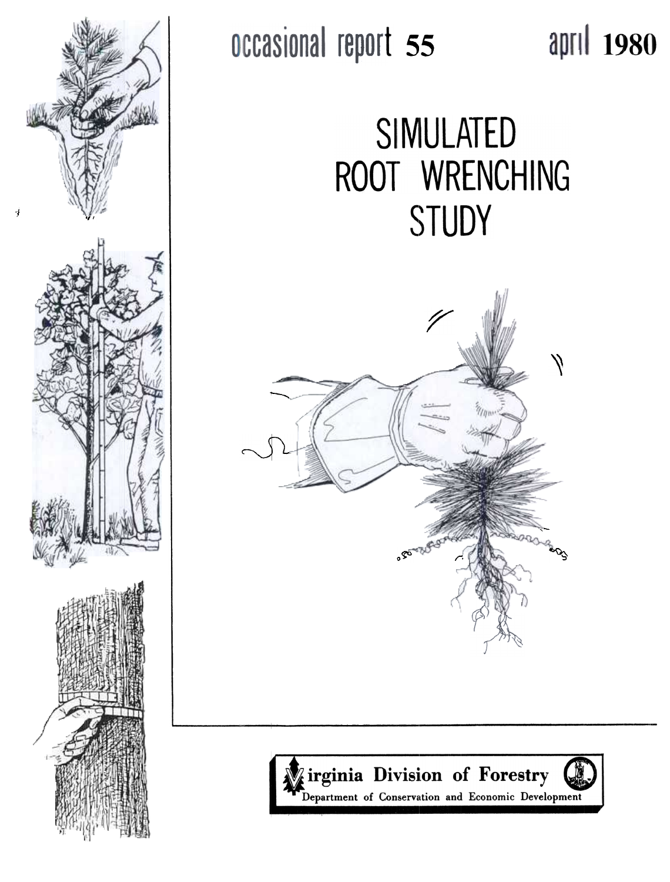occasional report 55 april 1980

# SIMULATED ROOT WRENCHING STUDY

**Virginia Division of Forestry**

Department of Conservation and Economic Development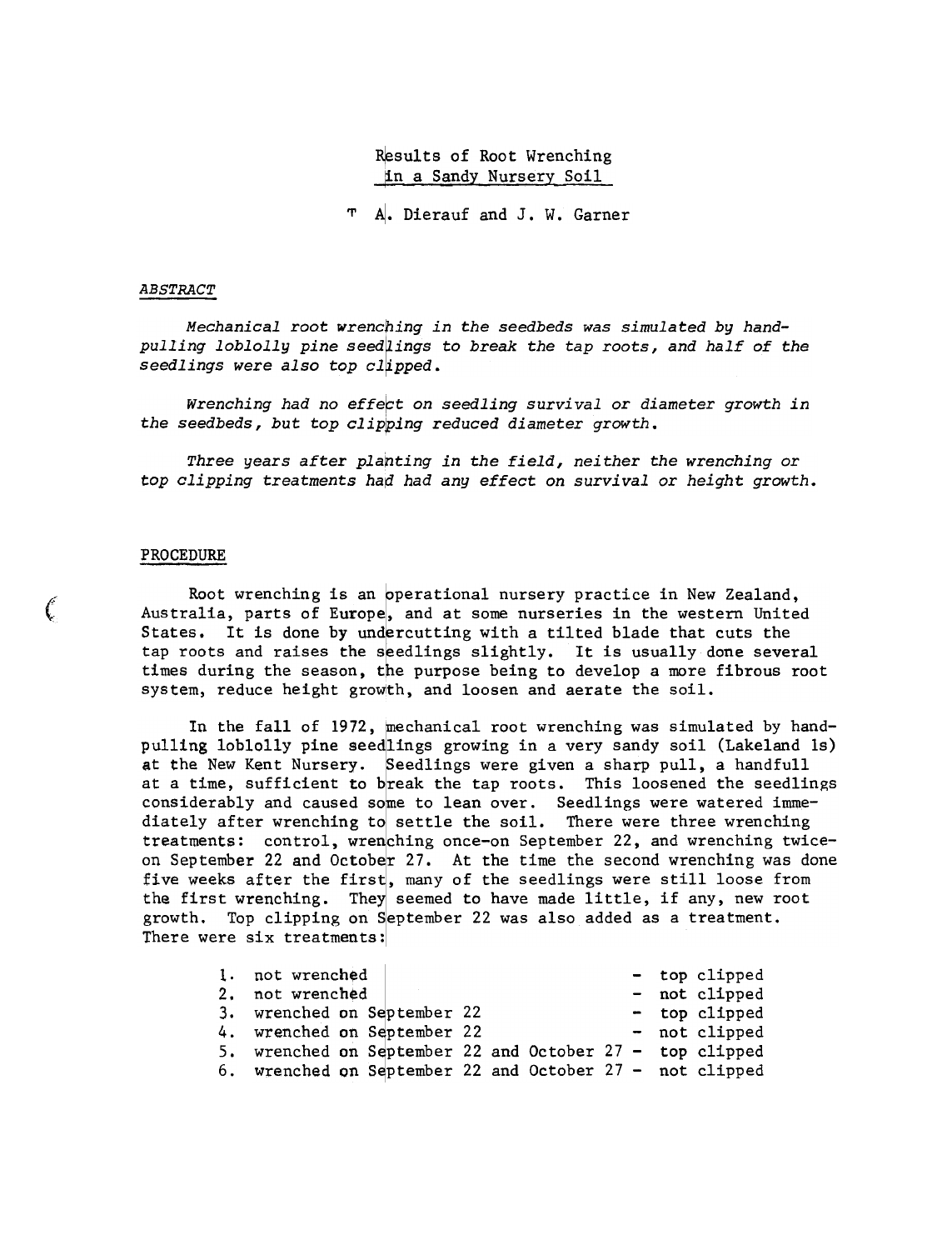## Results of Root Wrenching in a Sandy Nursery Soil

T A. Dierauf and J. W. Garner

### ABSTRACT

*Mechanical root wrenching in the seedbeds was simulated by hand-pulling loblolly pine seedlings to break the tap roots, and half of the seedlings were also top clipped.*

*Wrenching had no effect on seedling survival or diameter growth in the seedbeds, but top clipping reduced diameter growth.*

*Three years after planting in the field, neither the wrenching or top clipping treatments had had any effect on survival or height growth.*

### PROCEDURE

Root wrenching is an operational nursery practice in New Zealand, Australia, parts of Europe, and at some nurseries in the western United States. It is done by undercutting with a tilted blade that cuts the tap roots and raises the seedlings slightly. It is usually done several times during the season, the purpose being to develop a more fibrous root system, reduce height growth, and loosen and aerate the soil.

In the fall of 1972, mechanical root wrenching was simulated by hand-pulling loblolly pine seedlings growing in a very sandy soil (Lakeland ls) at the New Kent Nursery. Seedlings were given a sharp pull, a handfull at a time, sufficient to break the tap roots. This loosened the seedlings considerably and caused some to lean over. Seedlings were watered immediately after wrenching to settle the soil. There were three wrenching treatments: control, wrenching once-on September 22, and wrenching twice-on September 22 and October 27. At the time the second wrenching was done five weeks after the first, many of the seedlings were still loose from the first wrenching. They seemed to have made little, if any, new root growth. Top clipping on September 22 was also added as a treatment. There were six treatments:

1. not wrenched - top clipped
2. not wrenched - not clipped
3. wrenched on September 22 - top clipped
4. wrenched on September 22 - not clipped
5. wrenched on September 22 and October 27 - top clipped
6. wrenched on September 22 and October 27 - not clipped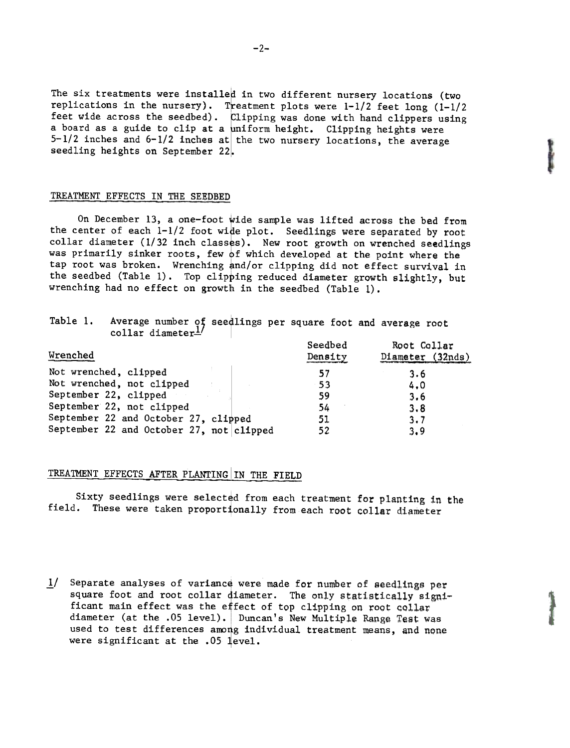The six treatments were installed in two different nursery locations (two replications in the nursery). Treatment plots were 1-1/2 feet long (1-1/2 feet wide across the seedbed). Clipping was done with hand clippers using a board as a guide to clip at a uniform height. Clipping heights were 5-1/2 inches and 6-1/2 inches at the two nursery locations, the average seedling heights on September 22.

## TREATMENT EFFECTS IN THE SEEDBED

On December 13, a one-foot wide sample was lifted across the bed from the center of each 1-1/2 foot wide plot. Seedlings were separated by root collar diameter (1/32 inch classes). New root growth on wrenched seedlings was primarily sinker roots, few of which developed at the point where the tap root was broken. Wrenching and/or clipping did not effect survival in the seedbed (Table 1). Top clipping reduced diameter growth slightly, but wrenching had no effect on growth in the seedbed (Table 1).

Table 1. Average number of seedlings per square foot and average root collar diameter[1/]

| Wrenched | Seedbed Density | Root Collar Diameter (32nds) |
|---|---|---|
| Not wrenched, clipped | 57 | 3.6 |
| Not wrenched, not clipped | 53 | 4.0 |
| September 22, clipped | 59 | 3.6 |
| September 22, not clipped | 54 | 3.8 |
| September 22 and October 27, clipped | 51 | 3.7 |
| September 22 and October 27, not clipped | 52 | 3.9 |

## TREATMENT EFFECTS AFTER PLANTING IN THE FIELD

Sixty seedlings were selected from each treatment for planting in the field. These were taken proportionally from each root collar diameter

1/ Separate analyses of variance were made for number of seedlings per square foot and root collar diameter. The only statistically significant main effect was the effect of top clipping on root collar diameter (at the .05 level). Duncan's New Multiple Range Test was used to test differences among individual treatment means, and none were significant at the .05 level.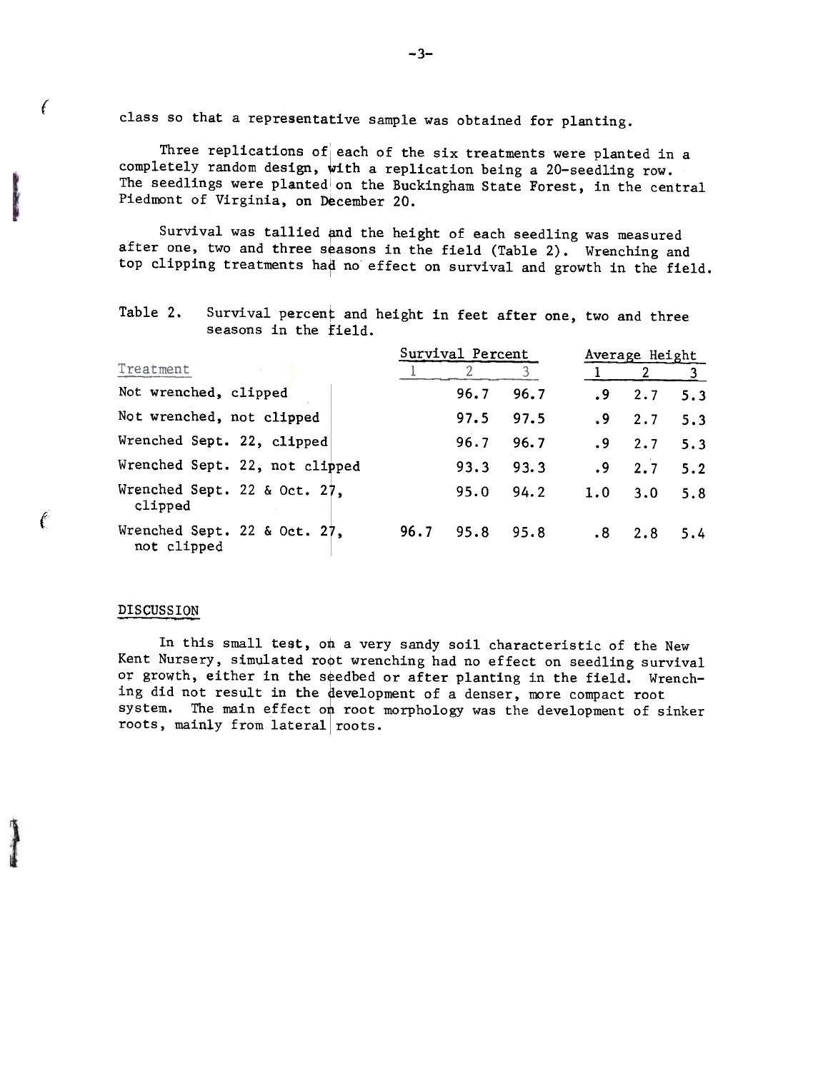class so that a representative sample was obtained for planting.

Three replications of each of the six treatments were planted in a completely random design, with a replication being a 20-seedling row. The seedlings were planted on the Buckingham State Forest, in the central Piedmont of Virginia, on December 20.

Survival was tallied and the height of each seedling was measured after one, two and three seasons in the field (Table 2). Wrenching and top clipping treatments had no effect on survival and growth in the field.

Table 2. Survival percent and height in feet after one, two and three seasons in the field.

| Treatment | Survival Percent | | | Average Height | | |
|---|---|---|---|---|---|---|
| | 1 | 2 | 3 | 1 | 2 | 3 |
| Not wrenched, clipped | | 96.7 | 96.7 | .9 | 2.7 | 5.3 |
| Not wrenched, not clipped | | 97.5 | 97.5 | .9 | 2.7 | 5.3 |
| Wrenched Sept. 22, clipped | | 96.7 | 96.7 | .9 | 2.7 | 5.3 |
| Wrenched Sept. 22, not clipped | | 93.3 | 93.3 | .9 | 2.7 | 5.2 |
| Wrenched Sept. 22 & Oct. 27, clipped | | 95.0 | 94.2 | 1.0 | 3.0 | 5.8 |
| Wrenched Sept. 22 & Oct. 27, not clipped | 96.7 | 95.8 | 95.8 | .8 | 2.8 | 5.4 |

## DISCUSSION

In this small test, on a very sandy soil characteristic of the New Kent Nursery, simulated root wrenching had no effect on seedling survival or growth, either in the seedbed or after planting in the field. Wrenching did not result in the development of a denser, more compact root system. The main effect on root morphology was the development of sinker roots, mainly from lateral roots.